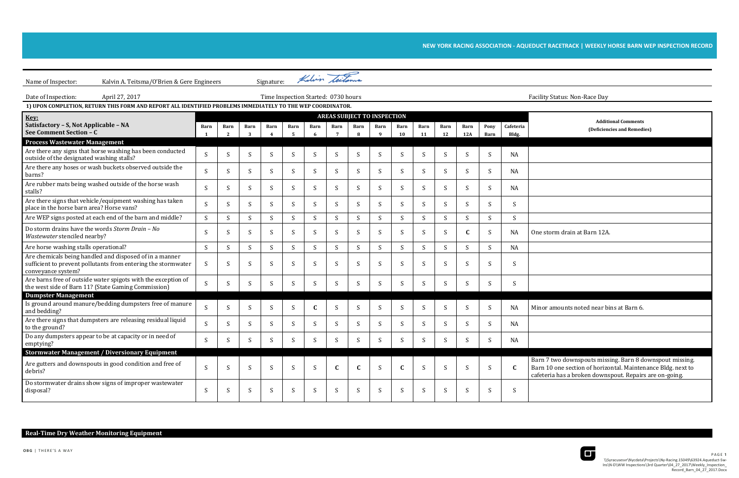**NEW YORK RACING ASSOCIATION - AQUEDUCT RACETRACK | WEEKLY HORSE BARN WEP INSPECTION RECORD**

Name of Inspector: Kalvin A. Teitsma/O'Brien & Gere Engineers Signature: Kalvin Teitsma

Date of Inspection: April 27, 2017 Time Inspection Started: 0730 hours Facility Status: Non-Race Day

**1) UPON COMPLETION, RETURN THIS FORM AND REPORT ALL IDENTIFIED PROBLEMS IMMEDIATELY TO THE WEP COORDINATOR.**

| **Key:** Satisfactory – S, Not Applicable – NA, See Comment Section – C | AREAS SUBJECT TO INSPECTION | | | | | | | | | | | | | | | Additional Comments (Deficiencies and Remedies) |
|---|---|---|---|---|---|---|---|---|---|---|---|---|---|---|---|---|
| | Barn 1 | Barn 2 | Barn 3 | Barn 4 | Barn 5 | Barn 6 | Barn 7 | Barn 8 | Barn 9 | Barn 10 | Barn 11 | Barn 12 | Barn 12A | Pony Barn | Cafeteria Bldg. | |
| **Process Wastewater Management** | | | | | | | | | | | | | | | | |
| Are there any signs that horse washing has been conducted outside of the designated washing stalls? | S | S | S | S | S | S | S | S | S | S | S | S | S | S | NA | |
| Are there any hoses or wash buckets observed outside the barns? | S | S | S | S | S | S | S | S | S | S | S | S | S | S | NA | |
| Are rubber mats being washed outside of the horse wash stalls? | S | S | S | S | S | S | S | S | S | S | S | S | S | S | NA | |
| Are there signs that vehicle/equipment washing has taken place in the horse barn area? Horse vans? | S | S | S | S | S | S | S | S | S | S | S | S | S | S | S | |
| Are WEP signs posted at each end of the barn and middle? | S | S | S | S | S | S | S | S | S | S | S | S | S | S | S | |
| Do storm drains have the words *Storm Drain – No Wastewater* stenciled nearby? | S | S | S | S | S | S | S | S | S | S | S | S | **C** | S | NA | One storm drain at Barn 12A. |
| Are horse washing stalls operational? | S | S | S | S | S | S | S | S | S | S | S | S | S | S | NA | |
| Are chemicals being handled and disposed of in a manner sufficient to prevent pollutants from entering the stormwater conveyance system? | S | S | S | S | S | S | S | S | S | S | S | S | S | S | S | |
| Are barns free of outside water spigots with the exception of the west side of Barn 11? (State Gaming Commission) | S | S | S | S | S | S | S | S | S | S | S | S | S | S | S | |
| **Dumpster Management** | | | | | | | | | | | | | | | | |
| Is ground around manure/bedding dumpsters free of manure and bedding? | S | S | S | S | S | **C** | S | S | S | S | S | S | S | S | NA | Minor amounts noted near bins at Barn 6. |
| Are there signs that dumpsters are releasing residual liquid to the ground? | S | S | S | S | S | S | S | S | S | S | S | S | S | S | NA | |
| Do any dumpsters appear to be at capacity or in need of emptying? | S | S | S | S | S | S | S | S | S | S | S | S | S | S | NA | |
| **Stormwater Management / Diversionary Equipment** | | | | | | | | | | | | | | | | |
| Are gutters and downspouts in good condition and free of debris? | S | S | S | S | S | S | **C** | **C** | S | **C** | S | S | S | S | **C** | Barn 7 two downspouts missing. Barn 8 downspout missing. Barn 10 one section of horizontal. Maintenance Bldg. next to cafeteria has a broken downspout. Repairs are on-going. |
| Do stormwater drains show signs of improper wastewater disposal? | S | S | S | S | S | S | S | S | S | S | S | S | S | S | S | |

**Real-Time Dry Weather Monitoring Equipment**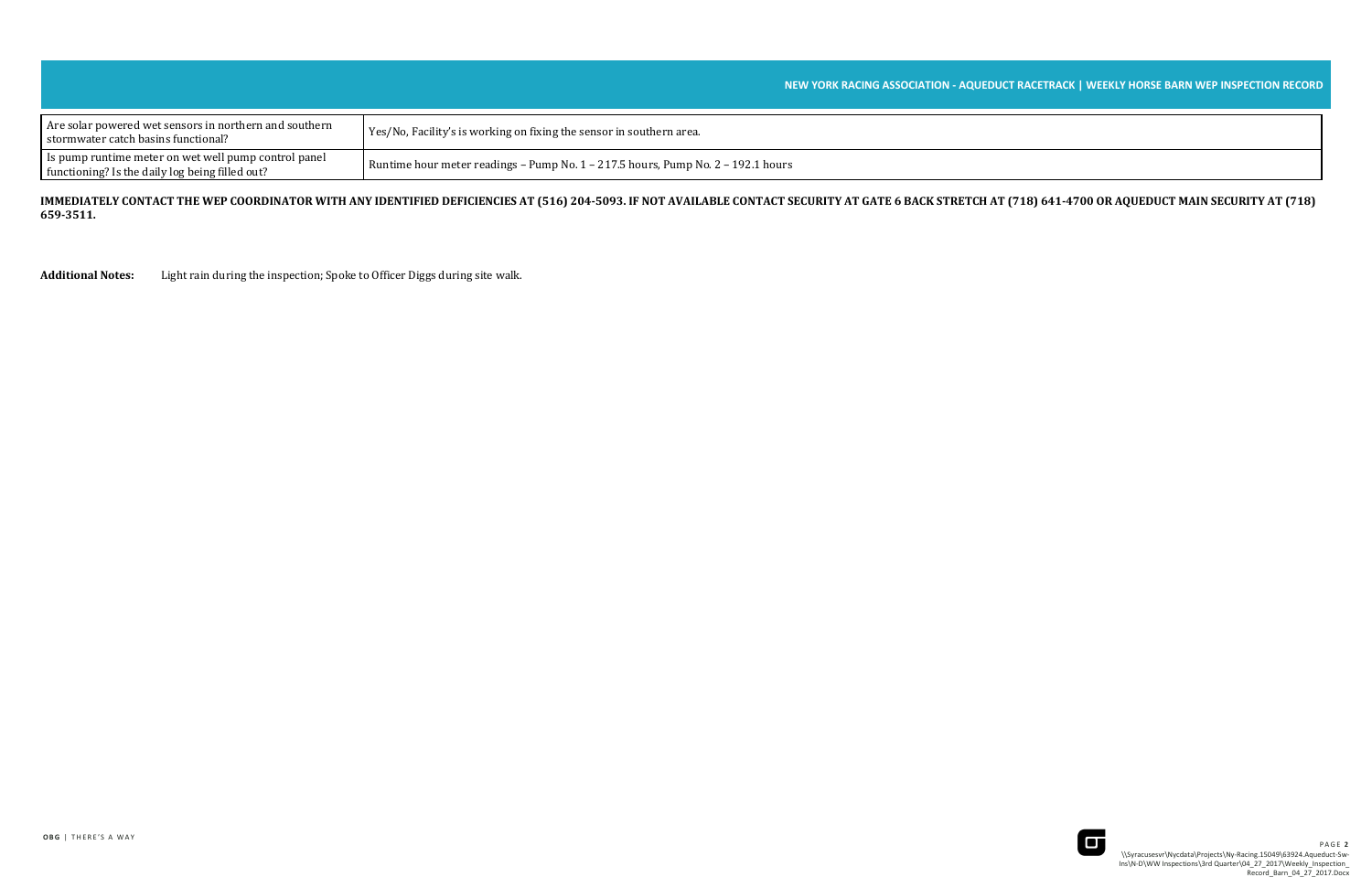| | |
|---|---|
| Are solar powered wet sensors in northern and southern stormwater catch basins functional? | Yes/No, Facility's is working on fixing the sensor in southern area. |
| Is pump runtime meter on wet well pump control panel functioning? Is the daily log being filled out? | Runtime hour meter readings – Pump No. 1 – 217.5 hours, Pump No. 2 – 192.1 hours |

**IMMEDIATELY CONTACT THE WEP COORDINATOR WITH ANY IDENTIFIED DEFICIENCIES AT (516) 204-5093. IF NOT AVAILABLE CONTACT SECURITY AT GATE 6 BACK STRETCH AT (718) 641-4700 OR AQUEDUCT MAIN SECURITY AT (718) 659-3511.**

**Additional Notes:** Light rain during the inspection; Spoke to Officer Diggs during site walk.